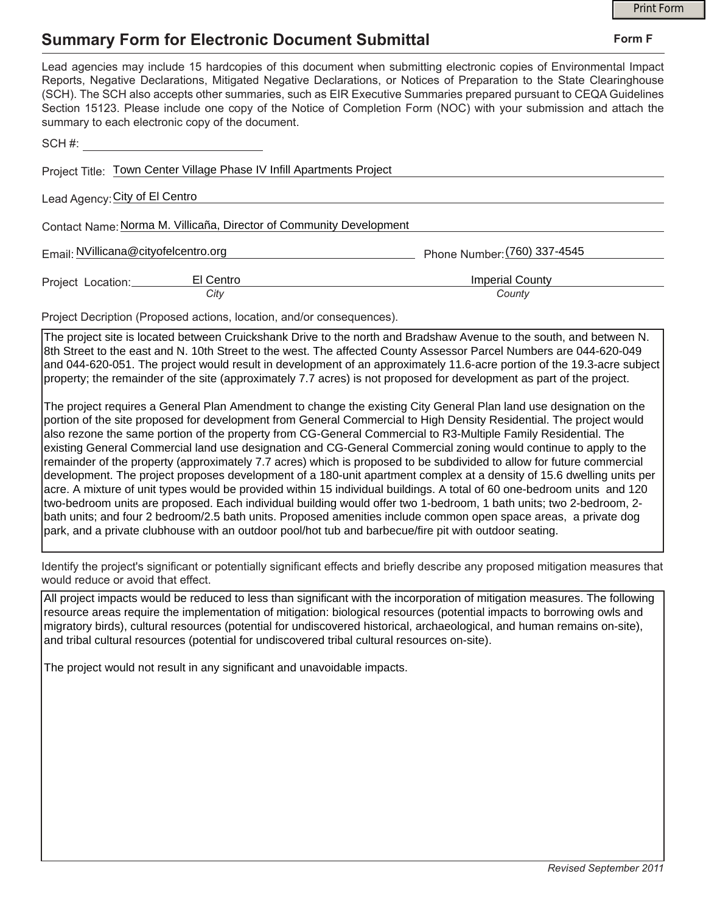# Summary Form for Electronic Document Submittal

**Form F**

Lead agencies may include 15 hardcopies of this document when submitting electronic copies of Environmental Impact Reports, Negative Declarations, Mitigated Negative Declarations, or Notices of Preparation to the State Clearinghouse (SCH). The SCH also accepts other summaries, such as EIR Executive Summaries prepared pursuant to CEQA Guidelines Section 15123. Please include one copy of the Notice of Completion Form (NOC) with your submission and attach the summary to each electronic copy of the document.

SCH #: ______________________

Project Title: Town Center Village Phase IV Infill Apartments Project

Lead Agency: City of El Centro

Contact Name: Norma M. Villicaña, Director of Community Development

Email: NVillicana@cityofelcentro.org

Phone Number: (760) 337-4545

Project Location: El Centro (*City*), Imperial County (*County*)

Project Decription (Proposed actions, location, and/or consequences).

The project site is located between Cruickshank Drive to the north and Bradshaw Avenue to the south, and between N. 8th Street to the east and N. 10th Street to the west. The affected County Assessor Parcel Numbers are 044-620-049 and 044-620-051. The project would result in development of an approximately 11.6-acre portion of the 19.3-acre subject property; the remainder of the site (approximately 7.7 acres) is not proposed for development as part of the project.

The project requires a General Plan Amendment to change the existing City General Plan land use designation on the portion of the site proposed for development from General Commercial to High Density Residential. The project would also rezone the same portion of the property from CG-General Commercial to R3-Multiple Family Residential. The existing General Commercial land use designation and CG-General Commercial zoning would continue to apply to the remainder of the property (approximately 7.7 acres) which is proposed to be subdivided to allow for future commercial development. The project proposes development of a 180-unit apartment complex at a density of 15.6 dwelling units per acre. A mixture of unit types would be provided within 15 individual buildings. A total of 60 one-bedroom units and 120 two-bedroom units are proposed. Each individual building would offer two 1-bedroom, 1 bath units; two 2-bedroom, 2-bath units; and four 2 bedroom/2.5 bath units. Proposed amenities include common open space areas, a private dog park, and a private clubhouse with an outdoor pool/hot tub and barbecue/fire pit with outdoor seating.

Identify the project's significant or potentially significant effects and briefly describe any proposed mitigation measures that would reduce or avoid that effect.

All project impacts would be reduced to less than significant with the incorporation of mitigation measures. The following resource areas require the implementation of mitigation: biological resources (potential impacts to borrowing owls and migratory birds), cultural resources (potential for undiscovered historical, archaeological, and human remains on-site), and tribal cultural resources (potential for undiscovered tribal cultural resources on-site).

The project would not result in any significant and unavoidable impacts.

*Revised September 2011*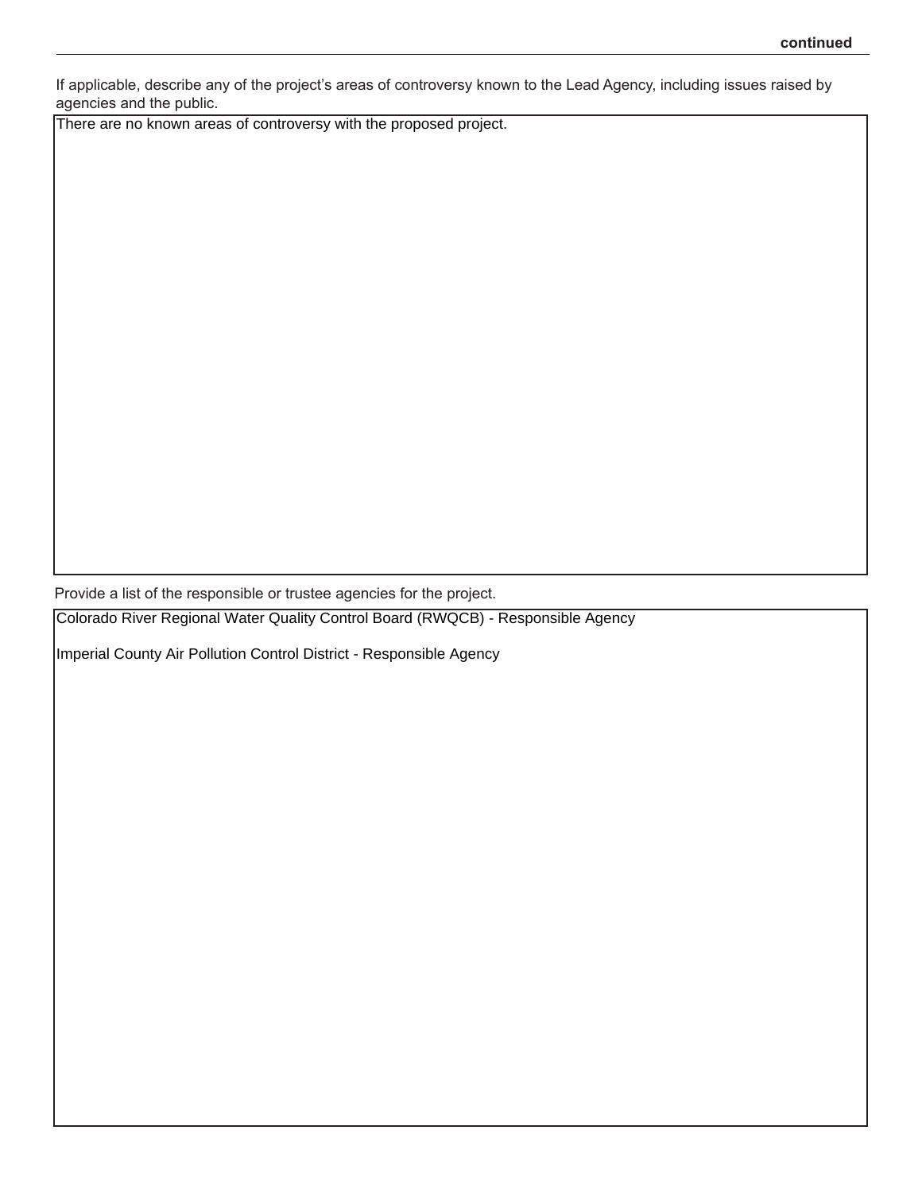continued

If applicable, describe any of the project's areas of controversy known to the Lead Agency, including issues raised by agencies and the public.

There are no known areas of controversy with the proposed project.

Provide a list of the responsible or trustee agencies for the project.

Colorado River Regional Water Quality Control Board (RWQCB) - Responsible Agency

Imperial County Air Pollution Control District - Responsible Agency